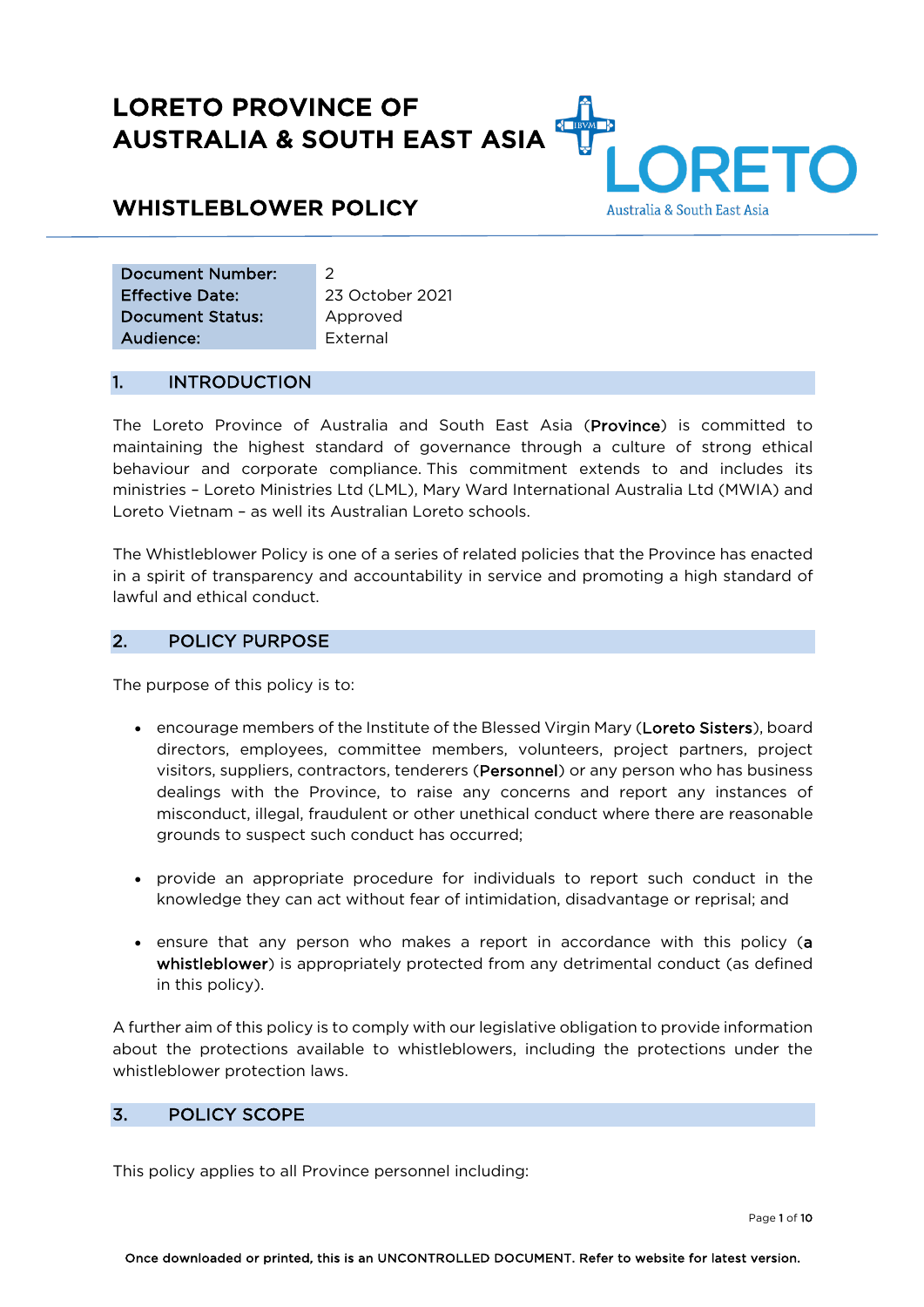# LORETO PROVINCE OF AUSTRALIA & SOUTH EAST ASIA

# WHISTLEBLOWER POLICY

| Document Number: | 2 |
|---|---|
| Effective Date: | 23 October 2021 |
| Document Status: | Approved |
| Audience: | External |

## 1. INTRODUCTION

The Loreto Province of Australia and South East Asia (**Province**) is committed to maintaining the highest standard of governance through a culture of strong ethical behaviour and corporate compliance. This commitment extends to and includes its ministries – Loreto Ministries Ltd (LML), Mary Ward International Australia Ltd (MWIA) and Loreto Vietnam – as well its Australian Loreto schools.

The Whistleblower Policy is one of a series of related policies that the Province has enacted in a spirit of transparency and accountability in service and promoting a high standard of lawful and ethical conduct.

## 2. POLICY PURPOSE

The purpose of this policy is to:

- encourage members of the Institute of the Blessed Virgin Mary (**Loreto Sisters**), board directors, employees, committee members, volunteers, project partners, project visitors, suppliers, contractors, tenderers (**Personnel**) or any person who has business dealings with the Province, to raise any concerns and report any instances of misconduct, illegal, fraudulent or other unethical conduct where there are reasonable grounds to suspect such conduct has occurred;

- provide an appropriate procedure for individuals to report such conduct in the knowledge they can act without fear of intimidation, disadvantage or reprisal; and

- ensure that any person who makes a report in accordance with this policy (**a whistleblower**) is appropriately protected from any detrimental conduct (as defined in this policy).

A further aim of this policy is to comply with our legislative obligation to provide information about the protections available to whistleblowers, including the protections under the whistleblower protection laws.

## 3. POLICY SCOPE

This policy applies to all Province personnel including: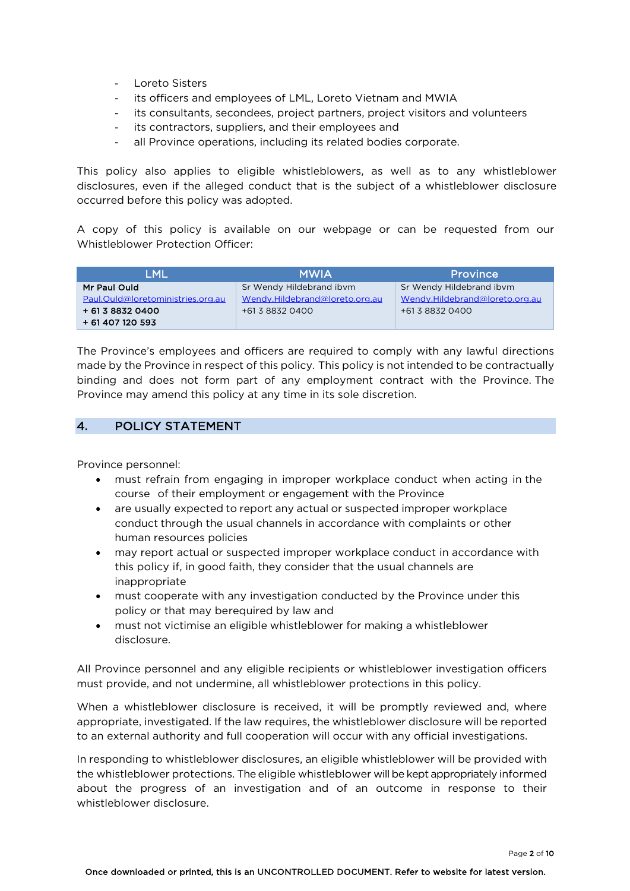- Loreto Sisters
- its officers and employees of LML, Loreto Vietnam and MWIA
- its consultants, secondees, project partners, project visitors and volunteers
- its contractors, suppliers, and their employees and
- all Province operations, including its related bodies corporate.

This policy also applies to eligible whistleblowers, as well as to any whistleblower disclosures, even if the alleged conduct that is the subject of a whistleblower disclosure occurred before this policy was adopted.

A copy of this policy is available on our webpage or can be requested from our Whistleblower Protection Officer:

| LML | MWIA | Province |
|---|---|---|
| **Mr Paul Ould**<br>Paul.Ould@loretoministries.org.au<br>**+ 61 3 8832 0400**<br>**+ 61 407 120 593** | Sr Wendy Hildebrand ibvm<br>Wendy.Hildebrand@loreto.org.au<br>+61 3 8832 0400 | Sr Wendy Hildebrand ibvm<br>Wendy.Hildebrand@loreto.org.au<br>+61 3 8832 0400 |

The Province's employees and officers are required to comply with any lawful directions made by the Province in respect of this policy. This policy is not intended to be contractually binding and does not form part of any employment contract with the Province. The Province may amend this policy at any time in its sole discretion.

## 4. POLICY STATEMENT

Province personnel:

- must refrain from engaging in improper workplace conduct when acting in the course of their employment or engagement with the Province
- are usually expected to report any actual or suspected improper workplace conduct through the usual channels in accordance with complaints or other human resources policies
- may report actual or suspected improper workplace conduct in accordance with this policy if, in good faith, they consider that the usual channels are inappropriate
- must cooperate with any investigation conducted by the Province under this policy or that may berequired by law and
- must not victimise an eligible whistleblower for making a whistleblower disclosure.

All Province personnel and any eligible recipients or whistleblower investigation officers must provide, and not undermine, all whistleblower protections in this policy.

When a whistleblower disclosure is received, it will be promptly reviewed and, where appropriate, investigated. If the law requires, the whistleblower disclosure will be reported to an external authority and full cooperation will occur with any official investigations.

In responding to whistleblower disclosures, an eligible whistleblower will be provided with the whistleblower protections. The eligible whistleblower will be kept appropriately informed about the progress of an investigation and of an outcome in response to their whistleblower disclosure.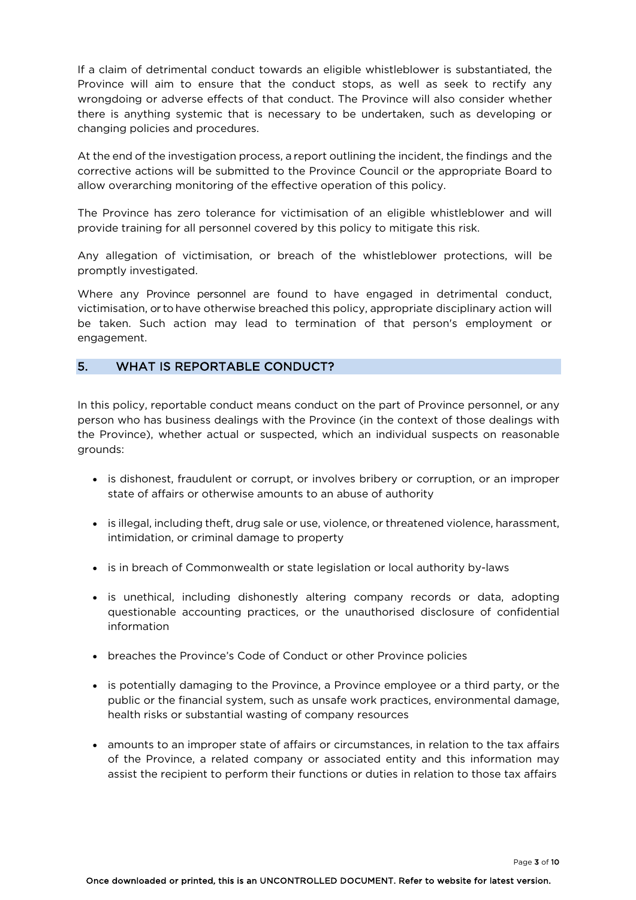If a claim of detrimental conduct towards an eligible whistleblower is substantiated, the Province will aim to ensure that the conduct stops, as well as seek to rectify any wrongdoing or adverse effects of that conduct. The Province will also consider whether there is anything systemic that is necessary to be undertaken, such as developing or changing policies and procedures.

At the end of the investigation process, a report outlining the incident, the findings and the corrective actions will be submitted to the Province Council or the appropriate Board to allow overarching monitoring of the effective operation of this policy.

The Province has zero tolerance for victimisation of an eligible whistleblower and will provide training for all personnel covered by this policy to mitigate this risk.

Any allegation of victimisation, or breach of the whistleblower protections, will be promptly investigated.

Where any Province personnel are found to have engaged in detrimental conduct, victimisation, or to have otherwise breached this policy, appropriate disciplinary action will be taken. Such action may lead to termination of that person's employment or engagement.

## 5. WHAT IS REPORTABLE CONDUCT?

In this policy, reportable conduct means conduct on the part of Province personnel, or any person who has business dealings with the Province (in the context of those dealings with the Province), whether actual or suspected, which an individual suspects on reasonable grounds:

- is dishonest, fraudulent or corrupt, or involves bribery or corruption, or an improper state of affairs or otherwise amounts to an abuse of authority
- is illegal, including theft, drug sale or use, violence, or threatened violence, harassment, intimidation, or criminal damage to property
- is in breach of Commonwealth or state legislation or local authority by-laws
- is unethical, including dishonestly altering company records or data, adopting questionable accounting practices, or the unauthorised disclosure of confidential information
- breaches the Province's Code of Conduct or other Province policies
- is potentially damaging to the Province, a Province employee or a third party, or the public or the financial system, such as unsafe work practices, environmental damage, health risks or substantial wasting of company resources
- amounts to an improper state of affairs or circumstances, in relation to the tax affairs of the Province, a related company or associated entity and this information may assist the recipient to perform their functions or duties in relation to those tax affairs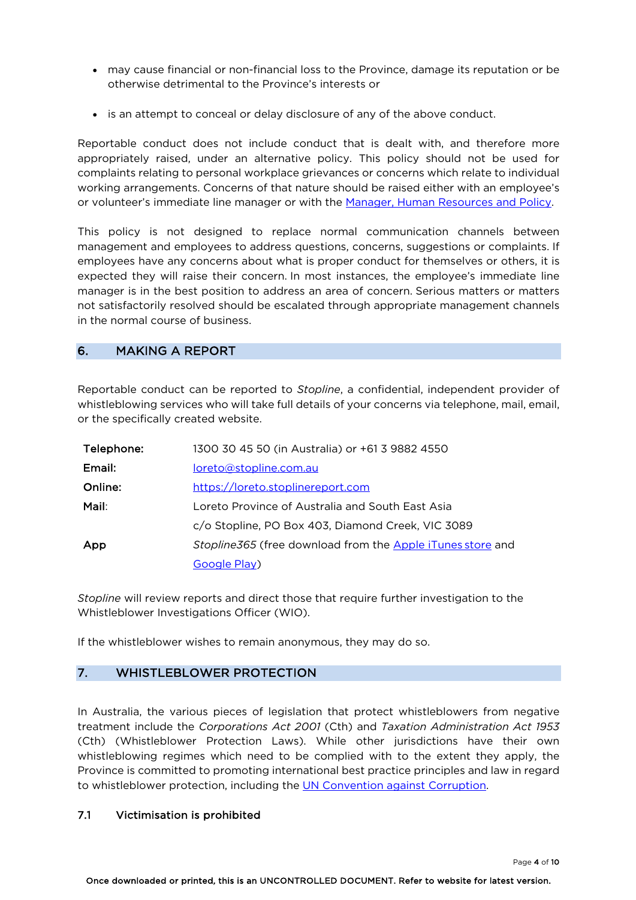- may cause financial or non-financial loss to the Province, damage its reputation or be otherwise detrimental to the Province's interests or

- is an attempt to conceal or delay disclosure of any of the above conduct.

Reportable conduct does not include conduct that is dealt with, and therefore more appropriately raised, under an alternative policy. This policy should not be used for complaints relating to personal workplace grievances or concerns which relate to individual working arrangements. Concerns of that nature should be raised either with an employee's or volunteer's immediate line manager or with the Manager, Human Resources and Policy.

This policy is not designed to replace normal communication channels between management and employees to address questions, concerns, suggestions or complaints. If employees have any concerns about what is proper conduct for themselves or others, it is expected they will raise their concern. In most instances, the employee's immediate line manager is in the best position to address an area of concern. Serious matters or matters not satisfactorily resolved should be escalated through appropriate management channels in the normal course of business.

## 6. MAKING A REPORT

Reportable conduct can be reported to *Stopline*, a confidential, independent provider of whistleblowing services who will take full details of your concerns via telephone, mail, email, or the specifically created website.

| | |
|---|---|
| **Telephone:** | 1300 30 45 50 (in Australia) or +61 3 9882 4550 |
| **Email:** | loreto@stopline.com.au |
| **Online:** | https://loreto.stoplinereport.com |
| **Mail:** | Loreto Province of Australia and South East Asia |
| | c/o Stopline, PO Box 403, Diamond Creek, VIC 3089 |
| **App** | *Stopline365* (free download from the Apple iTunes store and Google Play) |

*Stopline* will review reports and direct those that require further investigation to the Whistleblower Investigations Officer (WIO).

If the whistleblower wishes to remain anonymous, they may do so.

## 7. WHISTLEBLOWER PROTECTION

In Australia, the various pieces of legislation that protect whistleblowers from negative treatment include the *Corporations Act 2001* (Cth) and *Taxation Administration Act 1953* (Cth) (Whistleblower Protection Laws). While other jurisdictions have their own whistleblowing regimes which need to be complied with to the extent they apply, the Province is committed to promoting international best practice principles and law in regard to whistleblower protection, including the UN Convention against Corruption.

### 7.1 Victimisation is prohibited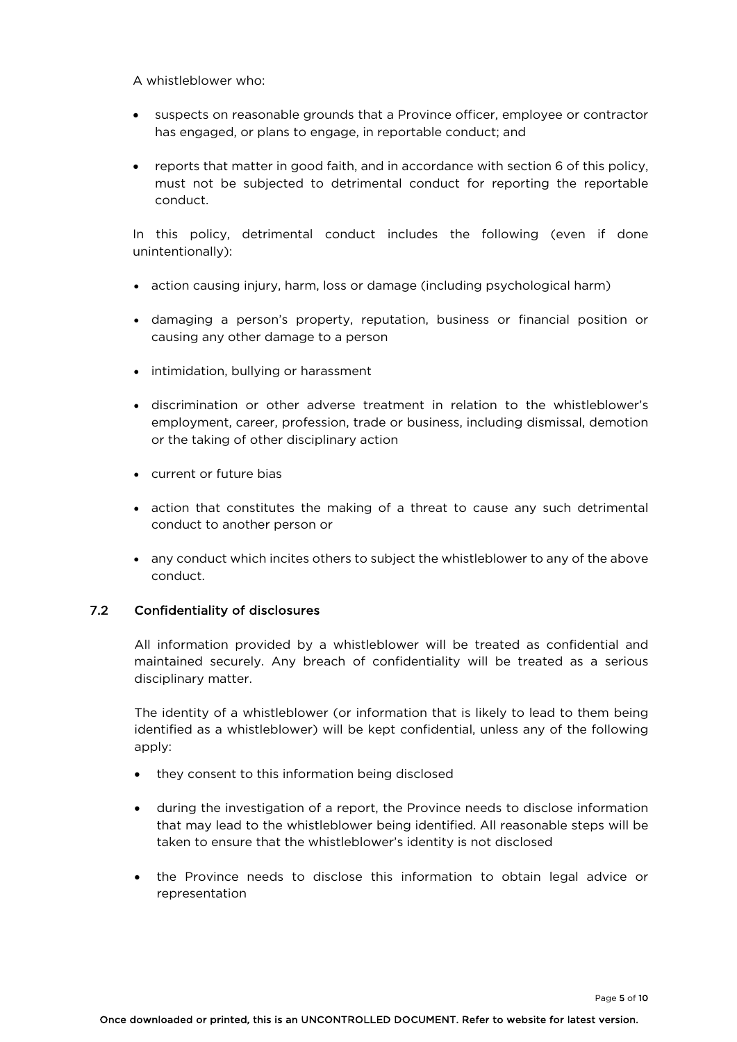A whistleblower who:

- suspects on reasonable grounds that a Province officer, employee or contractor has engaged, or plans to engage, in reportable conduct; and
- reports that matter in good faith, and in accordance with section 6 of this policy, must not be subjected to detrimental conduct for reporting the reportable conduct.

In this policy, detrimental conduct includes the following (even if done unintentionally):

- action causing injury, harm, loss or damage (including psychological harm)
- damaging a person's property, reputation, business or financial position or causing any other damage to a person
- intimidation, bullying or harassment
- discrimination or other adverse treatment in relation to the whistleblower's employment, career, profession, trade or business, including dismissal, demotion or the taking of other disciplinary action
- current or future bias
- action that constitutes the making of a threat to cause any such detrimental conduct to another person or
- any conduct which incites others to subject the whistleblower to any of the above conduct.

### 7.2 Confidentiality of disclosures

All information provided by a whistleblower will be treated as confidential and maintained securely. Any breach of confidentiality will be treated as a serious disciplinary matter.

The identity of a whistleblower (or information that is likely to lead to them being identified as a whistleblower) will be kept confidential, unless any of the following apply:

- they consent to this information being disclosed
- during the investigation of a report, the Province needs to disclose information that may lead to the whistleblower being identified. All reasonable steps will be taken to ensure that the whistleblower's identity is not disclosed
- the Province needs to disclose this information to obtain legal advice or representation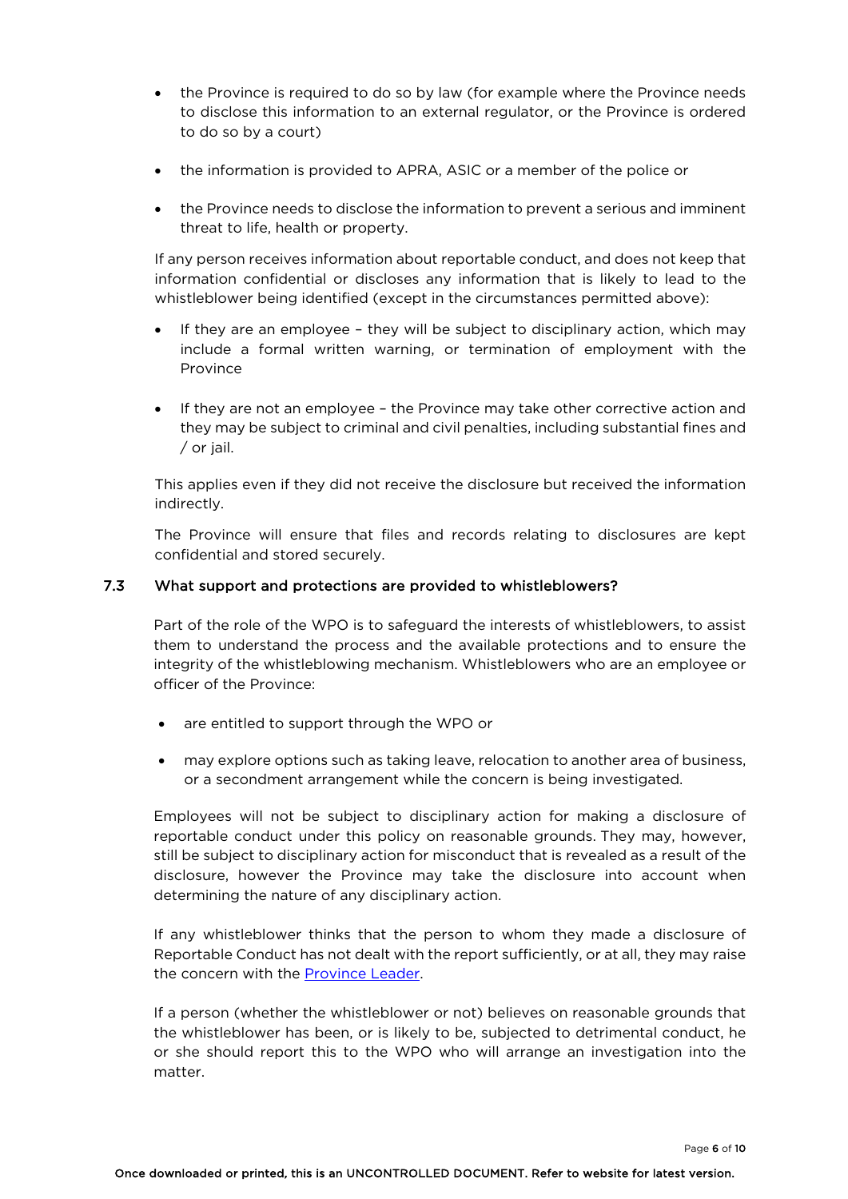- the Province is required to do so by law (for example where the Province needs to disclose this information to an external regulator, or the Province is ordered to do so by a court)
- the information is provided to APRA, ASIC or a member of the police or
- the Province needs to disclose the information to prevent a serious and imminent threat to life, health or property.

If any person receives information about reportable conduct, and does not keep that information confidential or discloses any information that is likely to lead to the whistleblower being identified (except in the circumstances permitted above):

- If they are an employee – they will be subject to disciplinary action, which may include a formal written warning, or termination of employment with the Province
- If they are not an employee – the Province may take other corrective action and they may be subject to criminal and civil penalties, including substantial fines and / or jail.

This applies even if they did not receive the disclosure but received the information indirectly.

The Province will ensure that files and records relating to disclosures are kept confidential and stored securely.

### 7.3 What support and protections are provided to whistleblowers?

Part of the role of the WPO is to safeguard the interests of whistleblowers, to assist them to understand the process and the available protections and to ensure the integrity of the whistleblowing mechanism. Whistleblowers who are an employee or officer of the Province:

- are entitled to support through the WPO or
- may explore options such as taking leave, relocation to another area of business, or a secondment arrangement while the concern is being investigated.

Employees will not be subject to disciplinary action for making a disclosure of reportable conduct under this policy on reasonable grounds. They may, however, still be subject to disciplinary action for misconduct that is revealed as a result of the disclosure, however the Province may take the disclosure into account when determining the nature of any disciplinary action.

If any whistleblower thinks that the person to whom they made a disclosure of Reportable Conduct has not dealt with the report sufficiently, or at all, they may raise the concern with the Province Leader.

If a person (whether the whistleblower or not) believes on reasonable grounds that the whistleblower has been, or is likely to be, subjected to detrimental conduct, he or she should report this to the WPO who will arrange an investigation into the matter.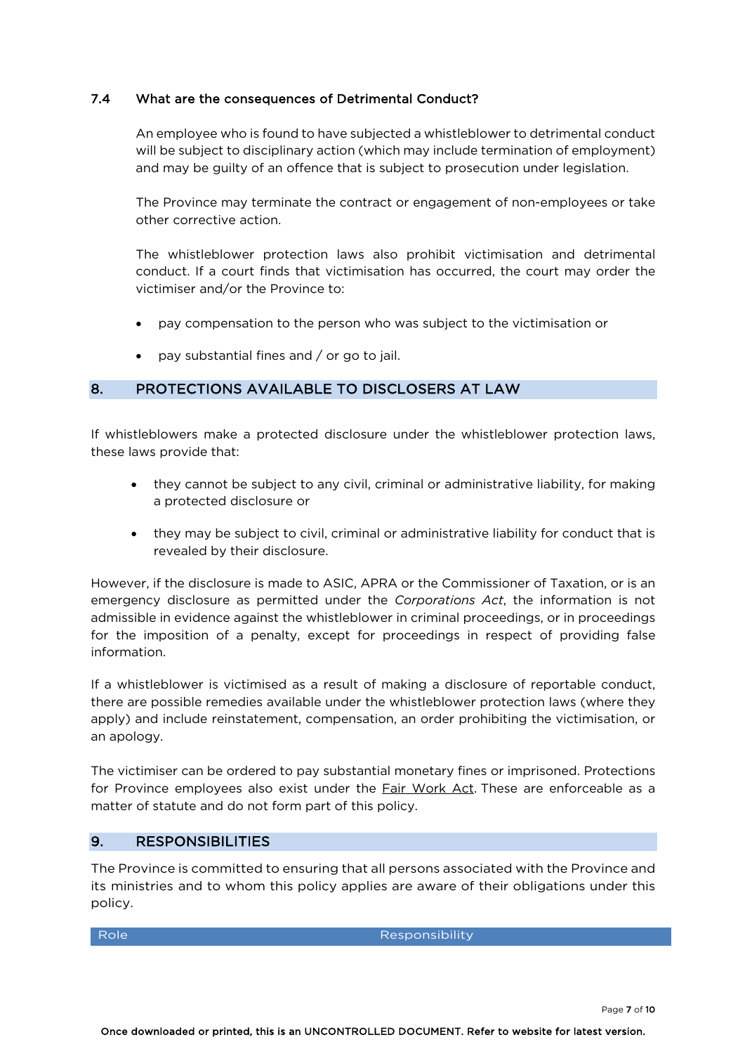### 7.4 What are the consequences of Detrimental Conduct?

An employee who is found to have subjected a whistleblower to detrimental conduct will be subject to disciplinary action (which may include termination of employment) and may be guilty of an offence that is subject to prosecution under legislation.

The Province may terminate the contract or engagement of non-employees or take other corrective action.

The whistleblower protection laws also prohibit victimisation and detrimental conduct. If a court finds that victimisation has occurred, the court may order the victimiser and/or the Province to:

- pay compensation to the person who was subject to the victimisation or
- pay substantial fines and / or go to jail.

## 8. PROTECTIONS AVAILABLE TO DISCLOSERS AT LAW

If whistleblowers make a protected disclosure under the whistleblower protection laws, these laws provide that:

- they cannot be subject to any civil, criminal or administrative liability, for making a protected disclosure or
- they may be subject to civil, criminal or administrative liability for conduct that is revealed by their disclosure.

However, if the disclosure is made to ASIC, APRA or the Commissioner of Taxation, or is an emergency disclosure as permitted under the *Corporations Act*, the information is not admissible in evidence against the whistleblower in criminal proceedings, or in proceedings for the imposition of a penalty, except for proceedings in respect of providing false information.

If a whistleblower is victimised as a result of making a disclosure of reportable conduct, there are possible remedies available under the whistleblower protection laws (where they apply) and include reinstatement, compensation, an order prohibiting the victimisation, or an apology.

The victimiser can be ordered to pay substantial monetary fines or imprisoned. Protections for Province employees also exist under the Fair Work Act. These are enforceable as a matter of statute and do not form part of this policy.

## 9. RESPONSIBILITIES

The Province is committed to ensuring that all persons associated with the Province and its ministries and to whom this policy applies are aware of their obligations under this policy.

| Role | Responsibility |
|---|---|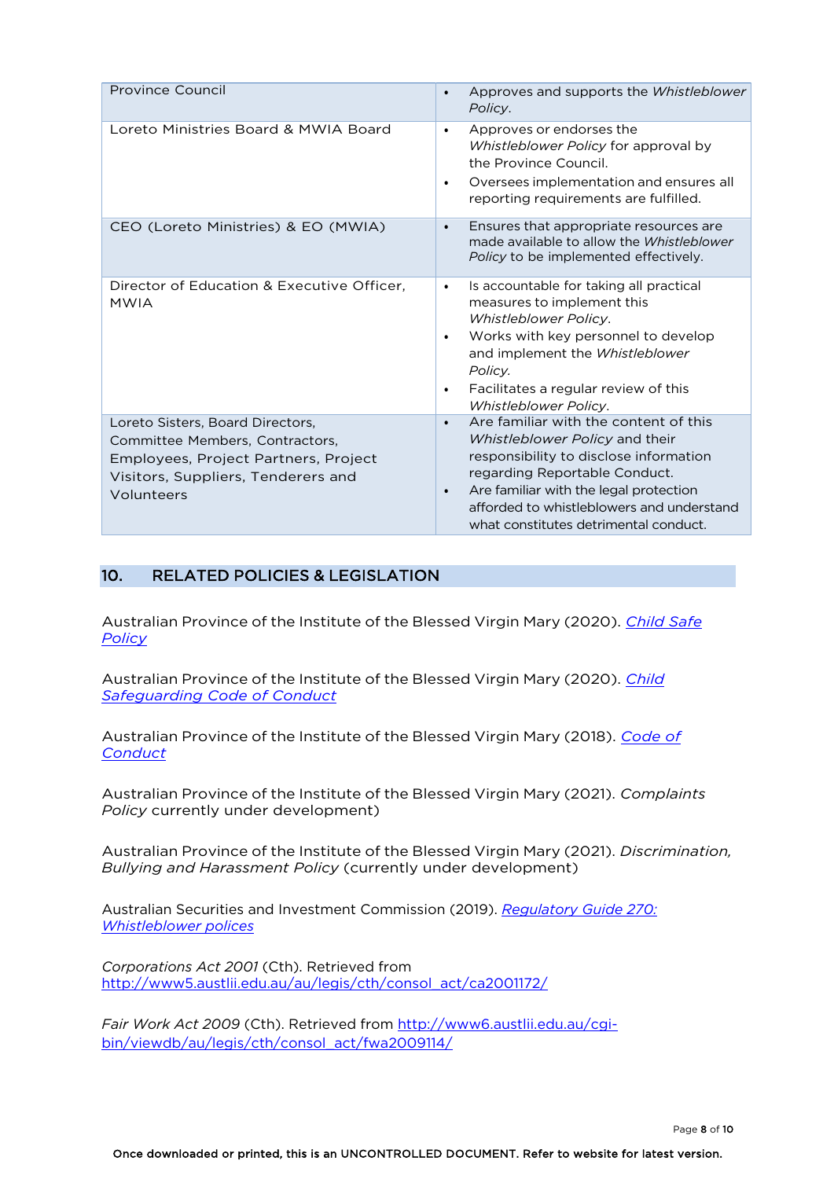| | |
|---|---|
| Province Council | • Approves and supports the *Whistleblower Policy*. |
| Loreto Ministries Board & MWIA Board | • Approves or endorses the *Whistleblower Policy* for approval by the Province Council. <br> • Oversees implementation and ensures all reporting requirements are fulfilled. |
| CEO (Loreto Ministries) & EO (MWIA) | • Ensures that appropriate resources are made available to allow the *Whistleblower Policy* to be implemented effectively. |
| Director of Education & Executive Officer, MWIA | • Is accountable for taking all practical measures to implement this *Whistleblower Policy*. <br> • Works with key personnel to develop and implement the *Whistleblower Policy.* <br> • Facilitates a regular review of this *Whistleblower Policy*. |
| Loreto Sisters, Board Directors, Committee Members, Contractors, Employees, Project Partners, Project Visitors, Suppliers, Tenderers and Volunteers | • Are familiar with the content of this *Whistleblower Policy* and their responsibility to disclose information regarding Reportable Conduct. <br> • Are familiar with the legal protection afforded to whistleblowers and understand what constitutes detrimental conduct. |

## 10. RELATED POLICIES & LEGISLATION

Australian Province of the Institute of the Blessed Virgin Mary (2020). *Child Safe Policy*

Australian Province of the Institute of the Blessed Virgin Mary (2020). *Child Safeguarding Code of Conduct*

Australian Province of the Institute of the Blessed Virgin Mary (2018). *Code of Conduct*

Australian Province of the Institute of the Blessed Virgin Mary (2021). *Complaints Policy* currently under development)

Australian Province of the Institute of the Blessed Virgin Mary (2021). *Discrimination, Bullying and Harassment Policy* (currently under development)

Australian Securities and Investment Commission (2019). *Regulatory Guide 270: Whistleblower polices*

*Corporations Act 2001* (Cth). Retrieved from http://www5.austlii.edu.au/au/legis/cth/consol_act/ca2001172/

*Fair Work Act 2009* (Cth). Retrieved from http://www6.austlii.edu.au/cgi-bin/viewdb/au/legis/cth/consol_act/fwa2009114/

Once downloaded or printed, this is an UNCONTROLLED DOCUMENT. Refer to website for latest version.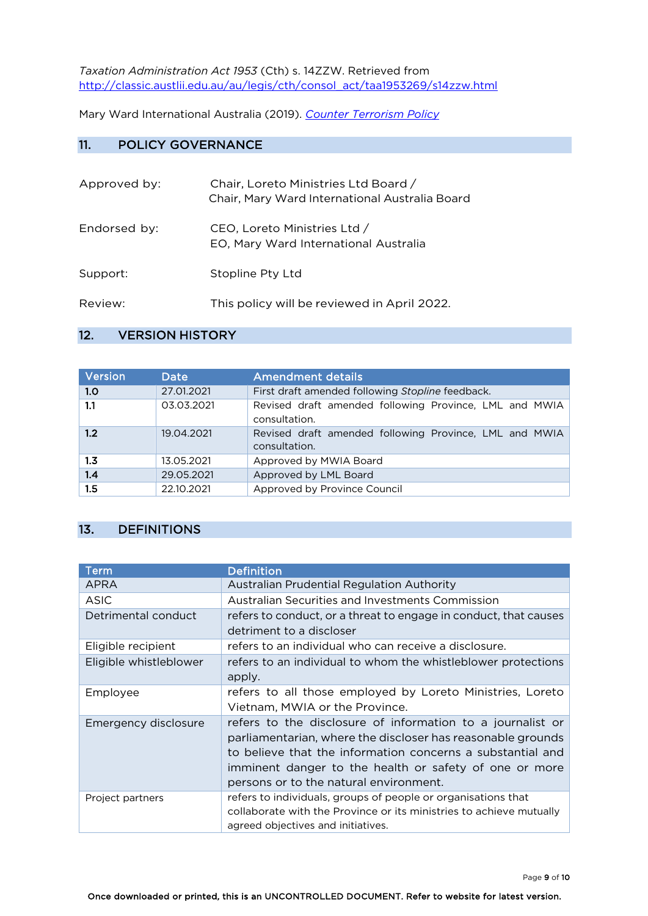*Taxation Administration Act 1953* (Cth) s. 14ZZW. Retrieved from http://classic.austlii.edu.au/au/legis/cth/consol_act/taa1953269/s14zzw.html

Mary Ward International Australia (2019). *Counter Terrorism Policy*

## 11. POLICY GOVERNANCE

| | |
|---|---|
| Approved by: | Chair, Loreto Ministries Ltd Board / Chair, Mary Ward International Australia Board |
| Endorsed by: | CEO, Loreto Ministries Ltd / EO, Mary Ward International Australia |
| Support: | Stopline Pty Ltd |
| Review: | This policy will be reviewed in April 2022. |

## 12. VERSION HISTORY

| Version | Date | Amendment details |
|---|---|---|
| 1.0 | 27.01.2021 | First draft amended following *Stopline* feedback. |
| 1.1 | 03.03.2021 | Revised draft amended following Province, LML and MWIA consultation. |
| 1.2 | 19.04.2021 | Revised draft amended following Province, LML and MWIA consultation. |
| 1.3 | 13.05.2021 | Approved by MWIA Board |
| 1.4 | 29.05.2021 | Approved by LML Board |
| 1.5 | 22.10.2021 | Approved by Province Council |

## 13. DEFINITIONS

| Term | Definition |
|---|---|
| APRA | Australian Prudential Regulation Authority |
| ASIC | Australian Securities and Investments Commission |
| Detrimental conduct | refers to conduct, or a threat to engage in conduct, that causes detriment to a discloser |
| Eligible recipient | refers to an individual who can receive a disclosure. |
| Eligible whistleblower | refers to an individual to whom the whistleblower protections apply. |
| Employee | refers to all those employed by Loreto Ministries, Loreto Vietnam, MWIA or the Province. |
| Emergency disclosure | refers to the disclosure of information to a journalist or parliamentarian, where the discloser has reasonable grounds to believe that the information concerns a substantial and imminent danger to the health or safety of one or more persons or to the natural environment. |
| Project partners | refers to individuals, groups of people or organisations that collaborate with the Province or its ministries to achieve mutually agreed objectives and initiatives. |

Once downloaded or printed, this is an UNCONTROLLED DOCUMENT. Refer to website for latest version.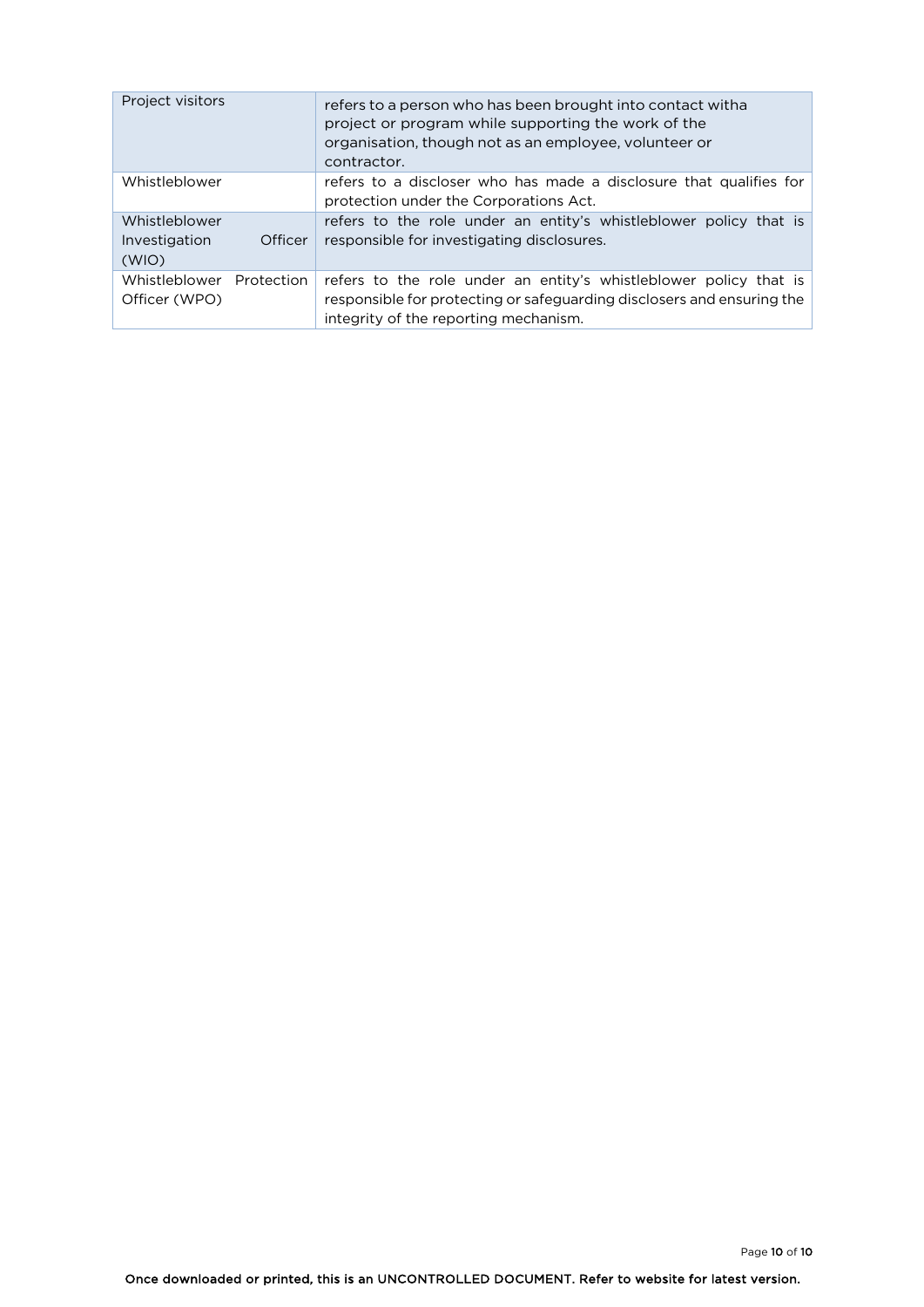| | |
|---|---|
| Project visitors | refers to a person who has been brought into contact witha project or program while supporting the work of the organisation, though not as an employee, volunteer or contractor. |
| Whistleblower | refers to a discloser who has made a disclosure that qualifies for protection under the Corporations Act. |
| Whistleblower Investigation Officer (WIO) | refers to the role under an entity's whistleblower policy that is responsible for investigating disclosures. |
| Whistleblower Protection Officer (WPO) | refers to the role under an entity's whistleblower policy that is responsible for protecting or safeguarding disclosers and ensuring the integrity of the reporting mechanism. |

Once downloaded or printed, this is an UNCONTROLLED DOCUMENT. Refer to website for latest version.